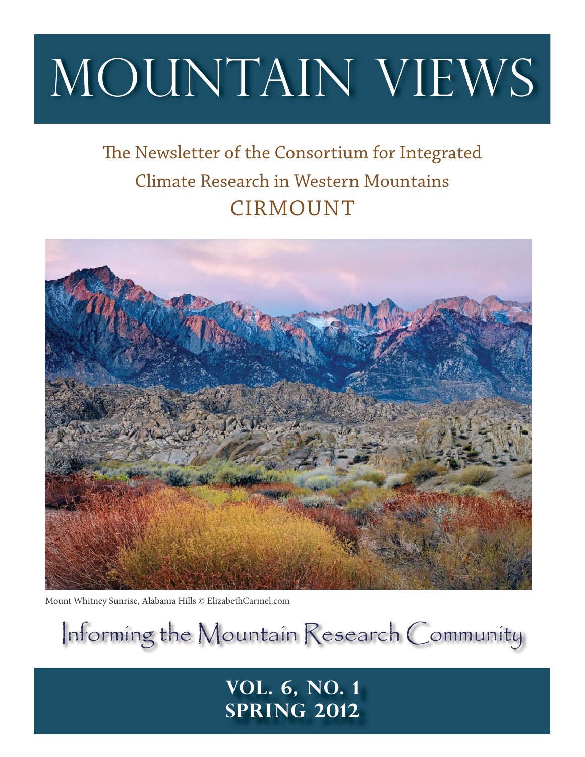# MOUNTAIN VIEWS

## The Newsletter of the Consortium for Integrated Climate Research in Western Mountains
## CIRMOUNT

Mount Whitney Sunrise, Alabama Hills © ElizabethCarmel.com

Informing the Mountain Research Community

**VOL. 6, NO. 1**
**SPRING 2012**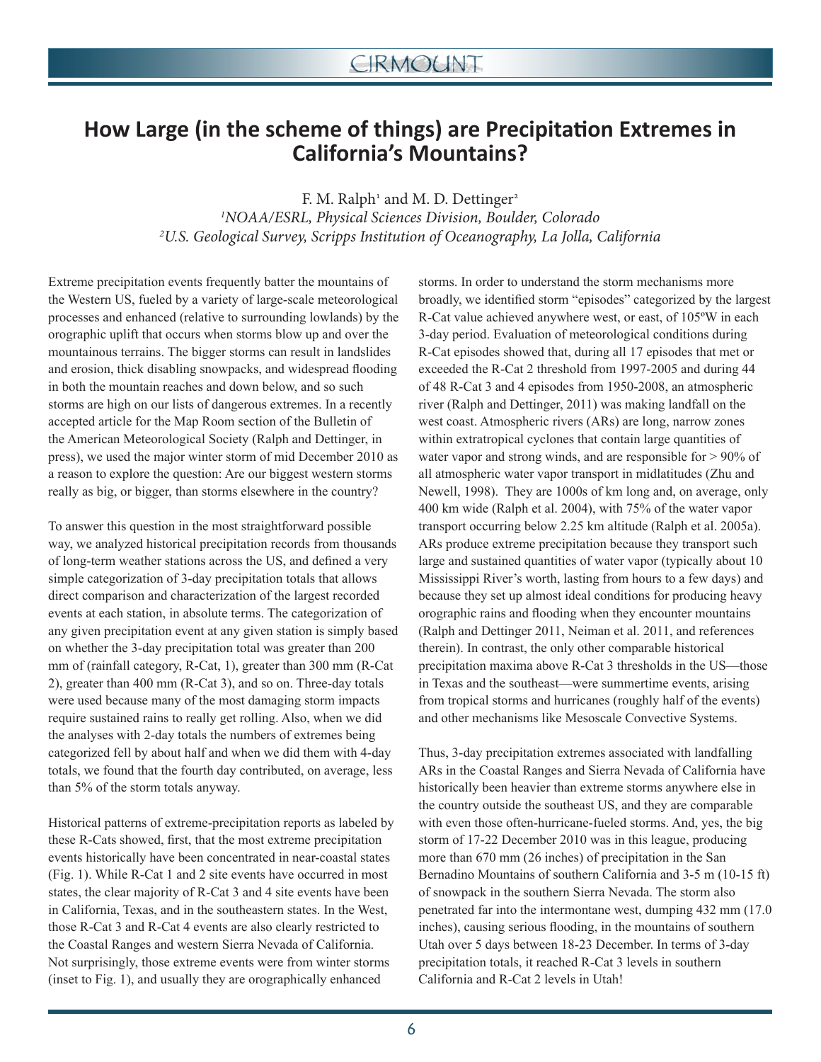# How Large (in the scheme of things) are Precipitation Extremes in California's Mountains?

F. M. Ralph[1] and M. D. Dettinger[2]

[1]*NOAA/ESRL, Physical Sciences Division, Boulder, Colorado*
[2]*U.S. Geological Survey, Scripps Institution of Oceanography, La Jolla, California*

Extreme precipitation events frequently batter the mountains of the Western US, fueled by a variety of large-scale meteorological processes and enhanced (relative to surrounding lowlands) by the orographic uplift that occurs when storms blow up and over the mountainous terrains. The bigger storms can result in landslides and erosion, thick disabling snowpacks, and widespread flooding in both the mountain reaches and down below, and so such storms are high on our lists of dangerous extremes. In a recently accepted article for the Map Room section of the Bulletin of the American Meteorological Society (Ralph and Dettinger, in press), we used the major winter storm of mid December 2010 as a reason to explore the question: Are our biggest western storms really as big, or bigger, than storms elsewhere in the country?

To answer this question in the most straightforward possible way, we analyzed historical precipitation records from thousands of long-term weather stations across the US, and defined a very simple categorization of 3-day precipitation totals that allows direct comparison and characterization of the largest recorded events at each station, in absolute terms. The categorization of any given precipitation event at any given station is simply based on whether the 3-day precipitation total was greater than 200 mm of (rainfall category, R-Cat, 1), greater than 300 mm (R-Cat 2), greater than 400 mm (R-Cat 3), and so on. Three-day totals were used because many of the most damaging storm impacts require sustained rains to really get rolling. Also, when we did the analyses with 2-day totals the numbers of extremes being categorized fell by about half and when we did them with 4-day totals, we found that the fourth day contributed, on average, less than 5% of the storm totals anyway.

Historical patterns of extreme-precipitation reports as labeled by these R-Cats showed, first, that the most extreme precipitation events historically have been concentrated in near-coastal states (Fig. 1). While R-Cat 1 and 2 site events have occurred in most states, the clear majority of R-Cat 3 and 4 site events have been in California, Texas, and in the southeastern states. In the West, those R-Cat 3 and R-Cat 4 events are also clearly restricted to the Coastal Ranges and western Sierra Nevada of California. Not surprisingly, those extreme events were from winter storms (inset to Fig. 1), and usually they are orographically enhanced storms. In order to understand the storm mechanisms more broadly, we identified storm "episodes" categorized by the largest R-Cat value achieved anywhere west, or east, of 105ºW in each 3-day period. Evaluation of meteorological conditions during R-Cat episodes showed that, during all 17 episodes that met or exceeded the R-Cat 2 threshold from 1997-2005 and during 44 of 48 R-Cat 3 and 4 episodes from 1950-2008, an atmospheric river (Ralph and Dettinger, 2011) was making landfall on the west coast. Atmospheric rivers (ARs) are long, narrow zones within extratropical cyclones that contain large quantities of water vapor and strong winds, and are responsible for > 90% of all atmospheric water vapor transport in midlatitudes (Zhu and Newell, 1998). They are 1000s of km long and, on average, only 400 km wide (Ralph et al. 2004), with 75% of the water vapor transport occurring below 2.25 km altitude (Ralph et al. 2005a). ARs produce extreme precipitation because they transport such large and sustained quantities of water vapor (typically about 10 Mississippi River's worth, lasting from hours to a few days) and because they set up almost ideal conditions for producing heavy orographic rains and flooding when they encounter mountains (Ralph and Dettinger 2011, Neiman et al. 2011, and references therein). In contrast, the only other comparable historical precipitation maxima above R-Cat 3 thresholds in the US—those in Texas and the southeast—were summertime events, arising from tropical storms and hurricanes (roughly half of the events) and other mechanisms like Mesoscale Convective Systems.

Thus, 3-day precipitation extremes associated with landfalling ARs in the Coastal Ranges and Sierra Nevada of California have historically been heavier than extreme storms anywhere else in the country outside the southeast US, and they are comparable with even those often-hurricane-fueled storms. And, yes, the big storm of 17-22 December 2010 was in this league, producing more than 670 mm (26 inches) of precipitation in the San Bernadino Mountains of southern California and 3-5 m (10-15 ft) of snowpack in the southern Sierra Nevada. The storm also penetrated far into the intermontane west, dumping 432 mm (17.0 inches), causing serious flooding, in the mountains of southern Utah over 5 days between 18-23 December. In terms of 3-day precipitation totals, it reached R-Cat 3 levels in southern California and R-Cat 2 levels in Utah!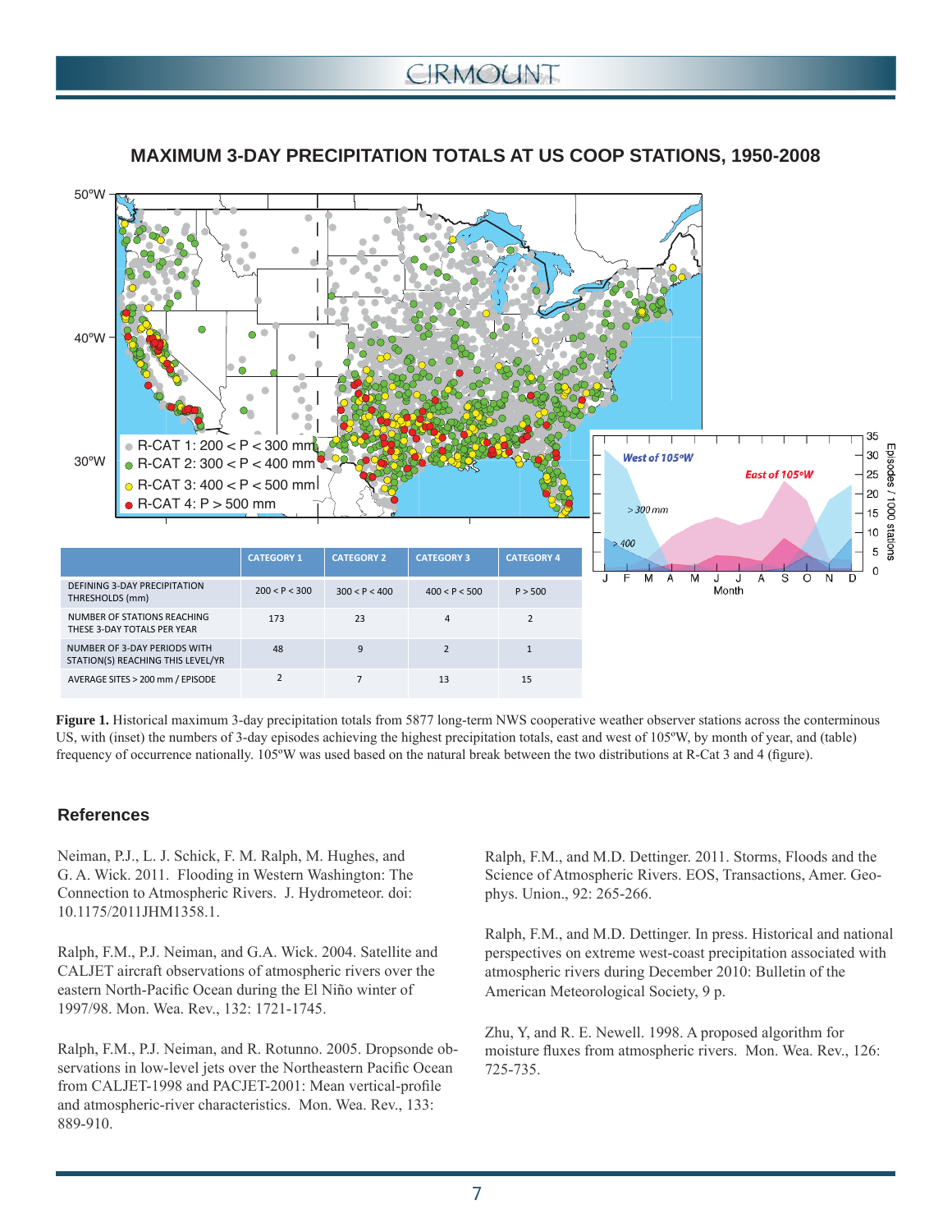## MAXIMUM 3-DAY PRECIPITATION TOTALS AT US COOP STATIONS, 1950-2008

50ºW
40ºW
30ºW

● R-CAT 1: 200 < P < 300 mm
● R-CAT 2: 300 < P < 400 mm
● R-CAT 3: 400 < P < 500 mm
● R-CAT 4: P > 500 mm

West of 105ºW
East of 105ºW
> 300 mm
> 400
Episodes / 1000 stations
35 30 25 20 15 10 5 0
J F M A M J J A S O N D
Month

| | CATEGORY 1 | CATEGORY 2 | CATEGORY 3 | CATEGORY 4 |
|---|---|---|---|---|
| DEFINING 3-DAY PRECIPITATION THRESHOLDS (mm) | 200 < P < 300 | 300 < P < 400 | 400 < P < 500 | P > 500 |
| NUMBER OF STATIONS REACHING THESE 3-DAY TOTALS PER YEAR | 173 | 23 | 4 | 2 |
| NUMBER OF 3-DAY PERIODS WITH STATION(S) REACHING THIS LEVEL/YR | 48 | 9 | 2 | 1 |
| AVERAGE SITES > 200 mm / EPISODE | 2 | 7 | 13 | 15 |

**Figure 1.** Historical maximum 3-day precipitation totals from 5877 long-term NWS cooperative weather observer stations across the conterminous US, with (inset) the numbers of 3-day episodes achieving the highest precipitation totals, east and west of 105ºW, by month of year, and (table) frequency of occurrence nationally. 105ºW was used based on the natural break between the two distributions at R-Cat 3 and 4 (figure).

## References

Neiman, P.J., L. J. Schick, F. M. Ralph, M. Hughes, and G. A. Wick. 2011. Flooding in Western Washington: The Connection to Atmospheric Rivers. J. Hydrometeor. doi: 10.1175/2011JHM1358.1.

Ralph, F.M., P.J. Neiman, and G.A. Wick. 2004. Satellite and CALJET aircraft observations of atmospheric rivers over the eastern North-Pacific Ocean during the El Niño winter of 1997/98. Mon. Wea. Rev., 132: 1721-1745.

Ralph, F.M., P.J. Neiman, and R. Rotunno. 2005. Dropsonde observations in low-level jets over the Northeastern Pacific Ocean from CALJET-1998 and PACJET-2001: Mean vertical-profile and atmospheric-river characteristics. Mon. Wea. Rev., 133: 889-910.

Ralph, F.M., and M.D. Dettinger. 2011. Storms, Floods and the Science of Atmospheric Rivers. EOS, Transactions, Amer. Geophys. Union., 92: 265-266.

Ralph, F.M., and M.D. Dettinger. In press. Historical and national perspectives on extreme west-coast precipitation associated with atmospheric rivers during December 2010: Bulletin of the American Meteorological Society, 9 p.

Zhu, Y, and R. E. Newell. 1998. A proposed algorithm for moisture fluxes from atmospheric rivers. Mon. Wea. Rev., 126: 725-735.